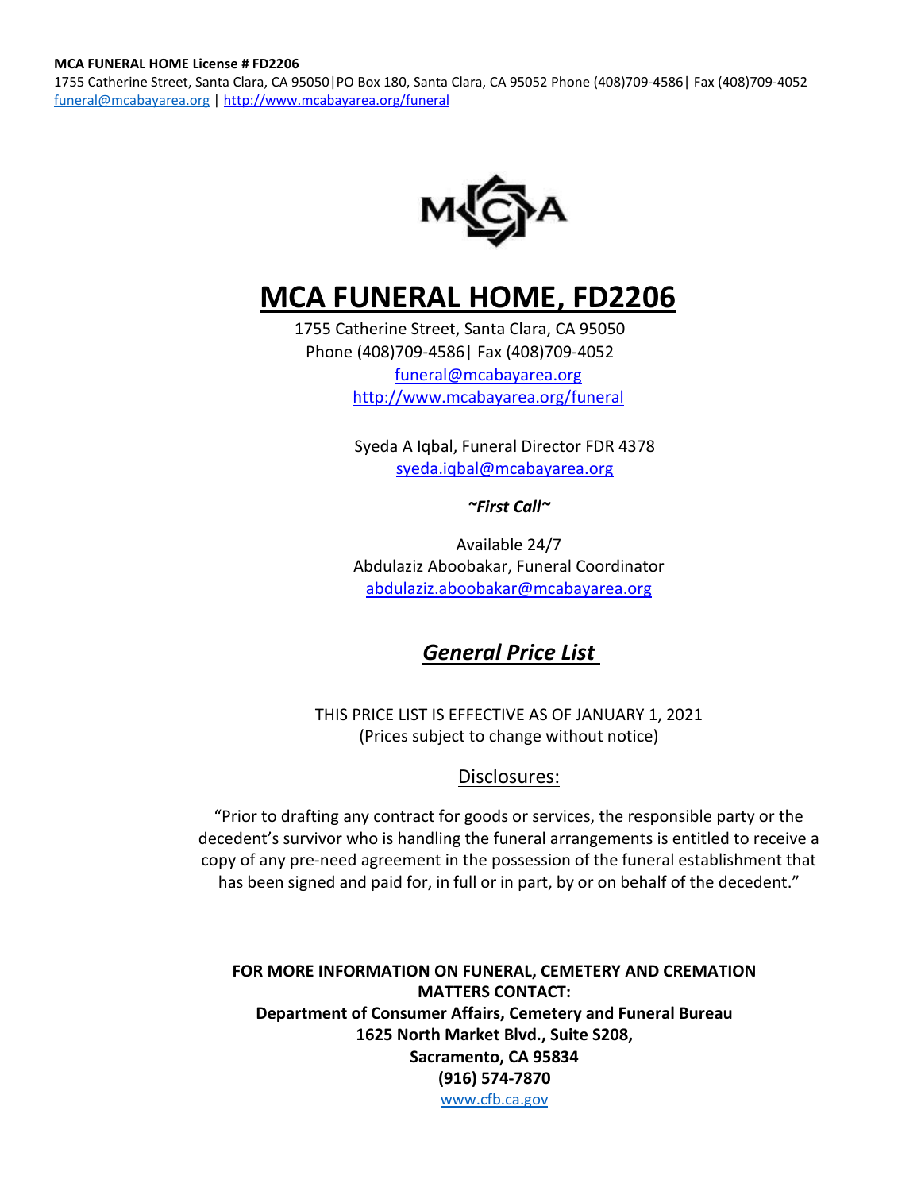**MCA FUNERAL HOME License # FD2206**
1755 Catherine Street, Santa Clara, CA 95050|PO Box 180, Santa Clara, CA 95052 Phone (408)709-4586| Fax (408)709-4052
funeral@mcabayarea.org | http://www.mcabayarea.org/funeral

# MCA FUNERAL HOME, FD2206

1755 Catherine Street, Santa Clara, CA 95050
Phone (408)709-4586| Fax (408)709-4052
funeral@mcabayarea.org
http://www.mcabayarea.org/funeral

Syeda A Iqbal, Funeral Director FDR 4378
syeda.iqbal@mcabayarea.org

***~First Call~***

Available 24/7
Abdulaziz Aboobakar, Funeral Coordinator
abdulaziz.aboobakar@mcabayarea.org

## *General Price List*

THIS PRICE LIST IS EFFECTIVE AS OF JANUARY 1, 2021
(Prices subject to change without notice)

### Disclosures:

"Prior to drafting any contract for goods or services, the responsible party or the decedent's survivor who is handling the funeral arrangements is entitled to receive a copy of any pre-need agreement in the possession of the funeral establishment that has been signed and paid for, in full or in part, by or on behalf of the decedent."

**FOR MORE INFORMATION ON FUNERAL, CEMETERY AND CREMATION MATTERS CONTACT:**
**Department of Consumer Affairs, Cemetery and Funeral Bureau**
**1625 North Market Blvd., Suite S208,**
**Sacramento, CA 95834**
**(916) 574-7870**
www.cfb.ca.gov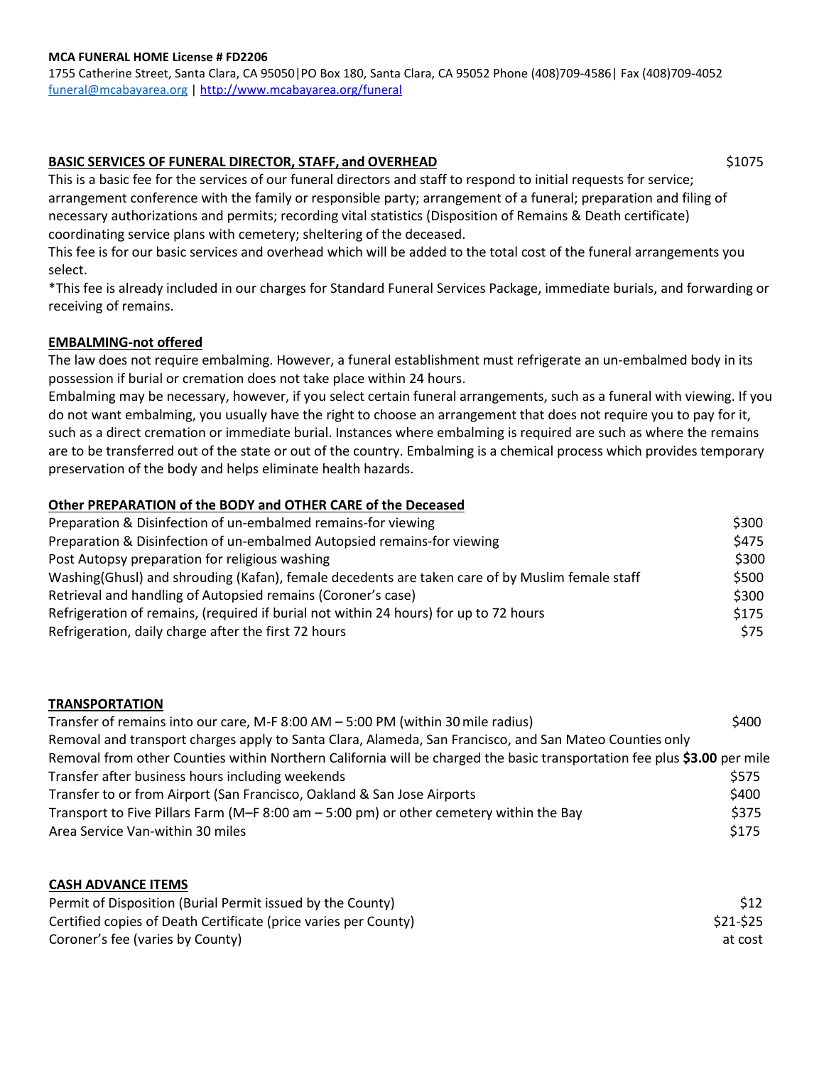**MCA FUNERAL HOME License # FD2206**
1755 Catherine Street, Santa Clara, CA 95050|PO Box 180, Santa Clara, CA 95052 Phone (408)709-4586| Fax (408)709-4052
funeral@mcabayarea.org | http://www.mcabayarea.org/funeral

## BASIC SERVICES OF FUNERAL DIRECTOR, STAFF, and OVERHEAD — $1075

This is a basic fee for the services of our funeral directors and staff to respond to initial requests for service; arrangement conference with the family or responsible party; arrangement of a funeral; preparation and filing of necessary authorizations and permits; recording vital statistics (Disposition of Remains & Death certificate) coordinating service plans with cemetery; sheltering of the deceased.

This fee is for our basic services and overhead which will be added to the total cost of the funeral arrangements you select.

*This fee is already included in our charges for Standard Funeral Services Package, immediate burials, and forwarding or receiving of remains.

## EMBALMING-not offered

The law does not require embalming. However, a funeral establishment must refrigerate an un-embalmed body in its possession if burial or cremation does not take place within 24 hours.

Embalming may be necessary, however, if you select certain funeral arrangements, such as a funeral with viewing. If you do not want embalming, you usually have the right to choose an arrangement that does not require you to pay for it, such as a direct cremation or immediate burial. Instances where embalming is required are such as where the remains are to be transferred out of the state or out of the country. Embalming is a chemical process which provides temporary preservation of the body and helps eliminate health hazards.

## Other PREPARATION of the BODY and OTHER CARE of the Deceased

| Item | Price |
|---|---|
| Preparation & Disinfection of un-embalmed remains-for viewing | $300 |
| Preparation & Disinfection of un-embalmed Autopsied remains-for viewing | $475 |
| Post Autopsy preparation for religious washing | $300 |
| Washing(Ghusl) and shrouding (Kafan), female decedents are taken care of by Muslim female staff | $500 |
| Retrieval and handling of Autopsied remains (Coroner's case) | $300 |
| Refrigeration of remains, (required if burial not within 24 hours) for up to 72 hours | $175 |
| Refrigeration, daily charge after the first 72 hours | $75 |

## TRANSPORTATION

| Item | Price |
|---|---|
| Transfer of remains into our care, M-F 8:00 AM – 5:00 PM (within 30 mile radius) | $400 |
| Removal and transport charges apply to Santa Clara, Alameda, San Francisco, and San Mateo Counties only | |
| Removal from other Counties within Northern California will be charged the basic transportation fee plus **$3.00** per mile | |
| Transfer after business hours including weekends | $575 |
| Transfer to or from Airport (San Francisco, Oakland & San Jose Airports | $400 |
| Transport to Five Pillars Farm (M–F 8:00 am – 5:00 pm) or other cemetery within the Bay | $375 |
| Area Service Van-within 30 miles | $175 |

## CASH ADVANCE ITEMS

| Item | Price |
|---|---|
| Permit of Disposition (Burial Permit issued by the County) | $12 |
| Certified copies of Death Certificate (price varies per County) | $21-$25 |
| Coroner's fee (varies by County) | at cost |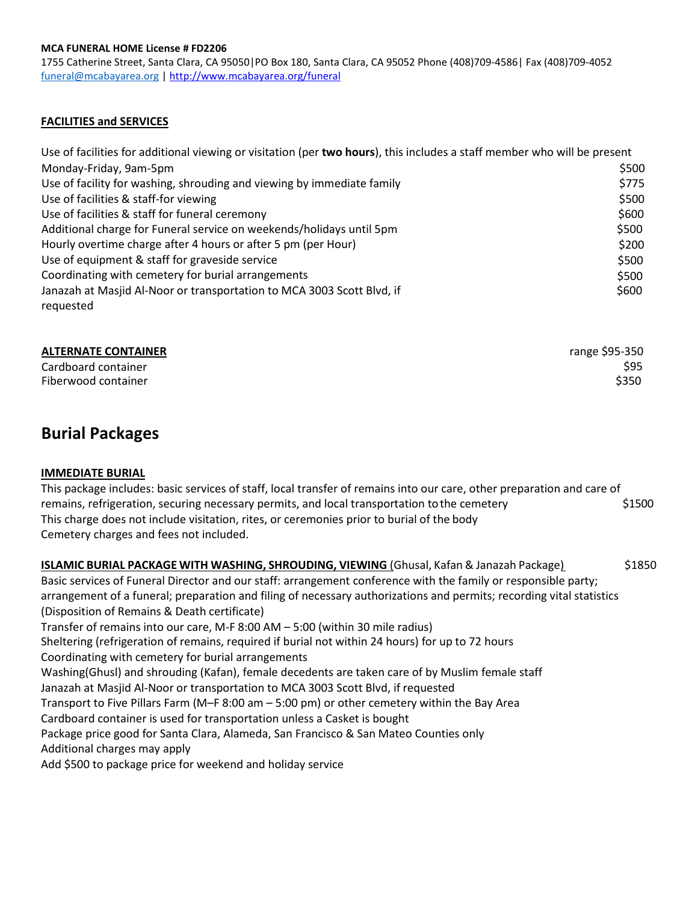**MCA FUNERAL HOME License # FD2206**
1755 Catherine Street, Santa Clara, CA 95050|PO Box 180, Santa Clara, CA 95052 Phone (408)709-4586| Fax (408)709-4052
[funeral@mcabayarea.org](mailto:funeral@mcabayarea.org) | [http://www.mcabayarea.org/funeral](http://www.mcabayarea.org/funeral)

**FACILITIES and SERVICES**

| | |
|---|---|
| Use of facilities for additional viewing or visitation (per **two hours**), this includes a staff member who will be present Monday-Friday, 9am-5pm | $500 |
| Use of facility for washing, shrouding and viewing by immediate family | $775 |
| Use of facilities & staff-for viewing | $500 |
| Use of facilities & staff for funeral ceremony | $600 |
| Additional charge for Funeral service on weekends/holidays until 5pm | $500 |
| Hourly overtime charge after 4 hours or after 5 pm (per Hour) | $200 |
| Use of equipment & staff for graveside service | $500 |
| Coordinating with cemetery for burial arrangements | $500 |
| Janazah at Masjid Al-Noor or transportation to MCA 3003 Scott Blvd, if requested | $600 |

| **ALTERNATE CONTAINER** | range $95-350 |
|---|---|
| Cardboard container | $95 |
| Fiberwood container | $350 |

# Burial Packages

**IMMEDIATE BURIAL**

This package includes: basic services of staff, local transfer of remains into our care, other preparation and care of remains, refrigeration, securing necessary permits, and local transportation to the cemetery — $1500

This charge does not include visitation, rites, or ceremonies prior to burial of the body
Cemetery charges and fees not included.

**ISLAMIC BURIAL PACKAGE WITH WASHING, SHROUDING, VIEWING** (Ghusal, Kafan & Janazah Package) — $1850

Basic services of Funeral Director and our staff: arrangement conference with the family or responsible party; arrangement of a funeral; preparation and filing of necessary authorizations and permits; recording vital statistics (Disposition of Remains & Death certificate)
Transfer of remains into our care, M-F 8:00 AM – 5:00 (within 30 mile radius)
Sheltering (refrigeration of remains, required if burial not within 24 hours) for up to 72 hours
Coordinating with cemetery for burial arrangements
Washing(Ghusl) and shrouding (Kafan), female decedents are taken care of by Muslim female staff
Janazah at Masjid Al-Noor or transportation to MCA 3003 Scott Blvd, if requested
Transport to Five Pillars Farm (M–F 8:00 am – 5:00 pm) or other cemetery within the Bay Area
Cardboard container is used for transportation unless a Casket is bought
Package price good for Santa Clara, Alameda, San Francisco & San Mateo Counties only
Additional charges may apply
Add $500 to package price for weekend and holiday service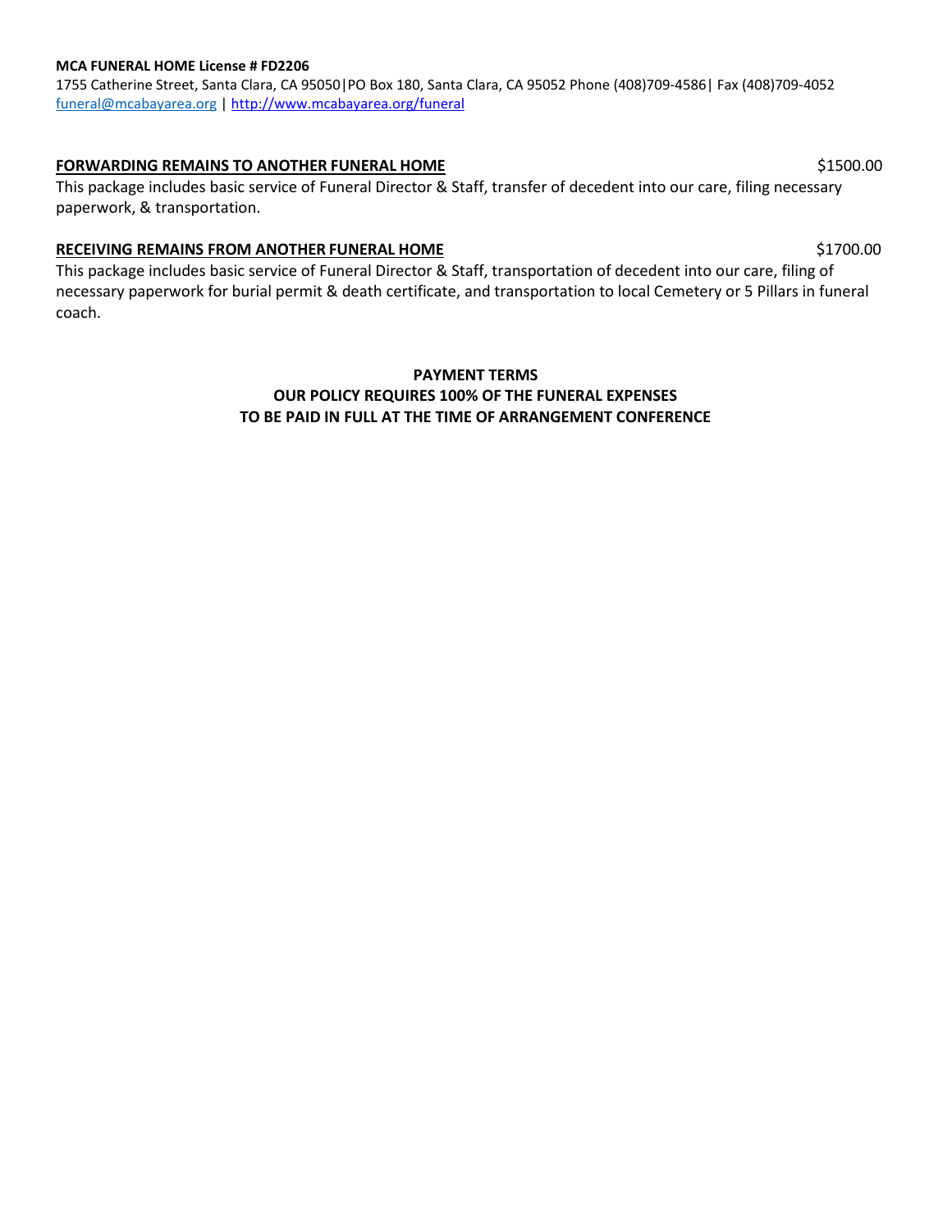**MCA FUNERAL HOME License # FD2206**
1755 Catherine Street, Santa Clara, CA 95050|PO Box 180, Santa Clara, CA 95052 Phone (408)709-4586| Fax (408)709-4052
[funeral@mcabayarea.org](mailto:funeral@mcabayarea.org) | [http://www.mcabayarea.org/funeral](http://www.mcabayarea.org/funeral)

**FORWARDING REMAINS TO ANOTHER FUNERAL HOME** $1500.00

This package includes basic service of Funeral Director & Staff, transfer of decedent into our care, filing necessary paperwork, & transportation.

**RECEIVING REMAINS FROM ANOTHER FUNERAL HOME** $1700.00

This package includes basic service of Funeral Director & Staff, transportation of decedent into our care, filing of necessary paperwork for burial permit & death certificate, and transportation to local Cemetery or 5 Pillars in funeral coach.

**PAYMENT TERMS**
**OUR POLICY REQUIRES 100% OF THE FUNERAL EXPENSES**
**TO BE PAID IN FULL AT THE TIME OF ARRANGEMENT CONFERENCE**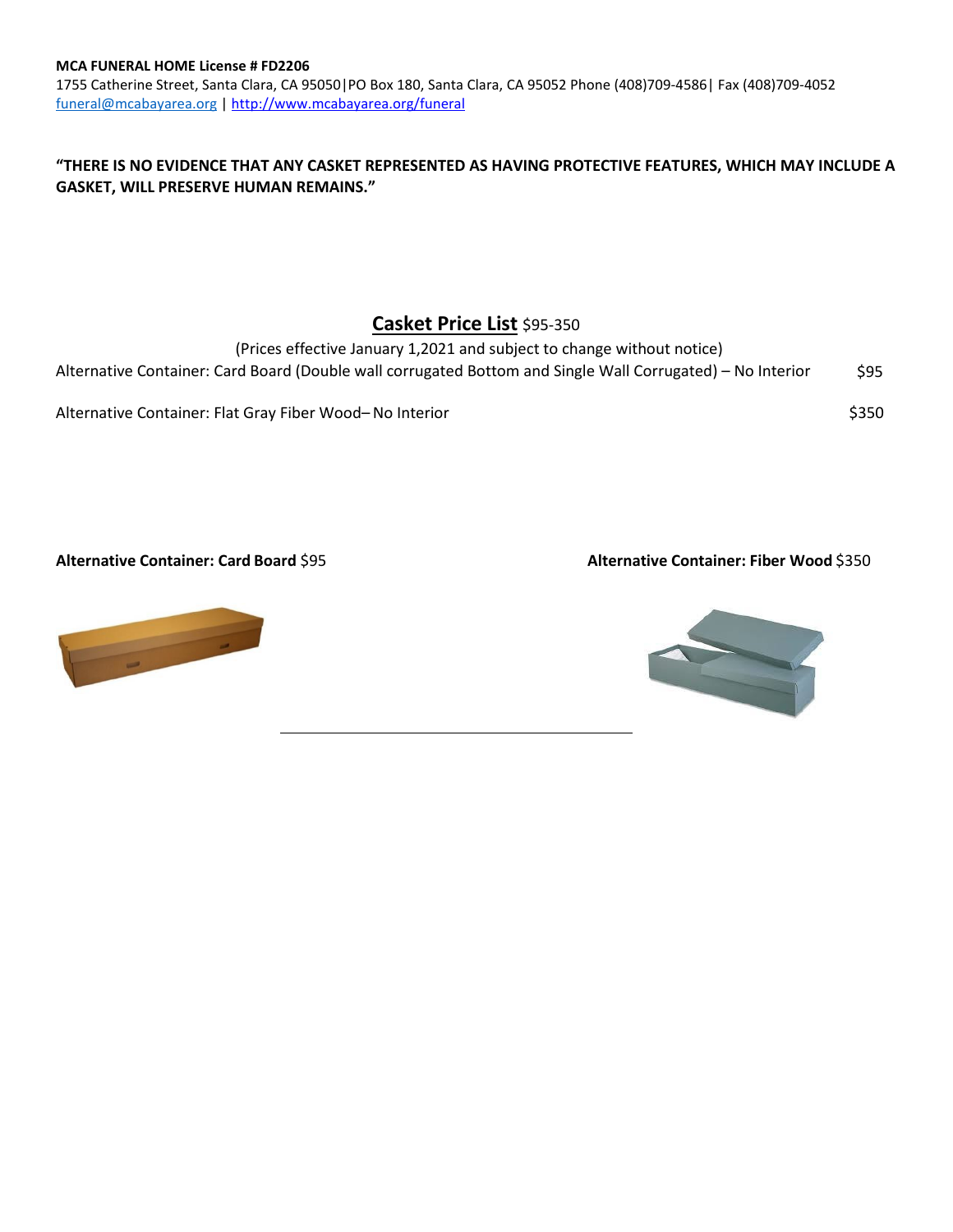**MCA FUNERAL HOME License # FD2206**
1755 Catherine Street, Santa Clara, CA 95050|PO Box 180, Santa Clara, CA 95052 Phone (408)709-4586| Fax (408)709-4052
funeral@mcabayarea.org | http://www.mcabayarea.org/funeral

**"THERE IS NO EVIDENCE THAT ANY CASKET REPRESENTED AS HAVING PROTECTIVE FEATURES, WHICH MAY INCLUDE A GASKET, WILL PRESERVE HUMAN REMAINS."**

## Casket Price List $95-350

(Prices effective January 1,2021 and subject to change without notice)

| | |
|---|---|
| Alternative Container: Card Board (Double wall corrugated Bottom and Single Wall Corrugated) – No Interior | $95 |
| Alternative Container: Flat Gray Fiber Wood– No Interior | $350 |

**Alternative Container: Card Board** $95

**Alternative Container: Fiber Wood** $350